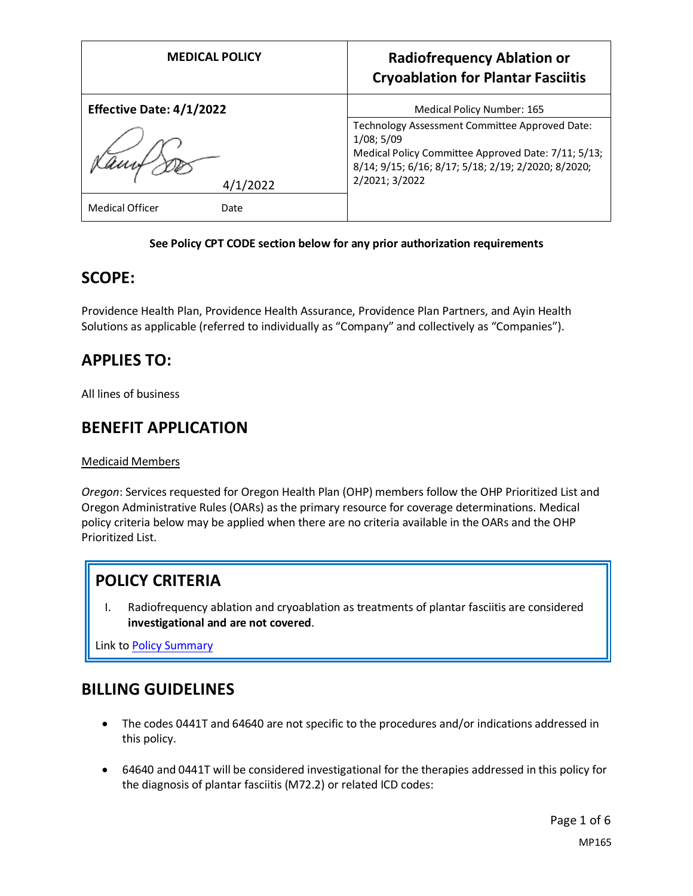| MEDICAL POLICY | Radiofrequency Ablation or Cryoablation for Plantar Fasciitis |
|---|---|
| **Effective Date: 4/1/2022** | Medical Policy Number: 165 |
| 4/1/2022 | Technology Assessment Committee Approved Date: 1/08; 5/09<br>Medical Policy Committee Approved Date: 7/11; 5/13; 8/14; 9/15; 6/16; 8/17; 5/18; 2/19; 2/2020; 8/2020; 2/2021; 3/2022 |
| Medical Officer Date | |

**See Policy CPT CODE section below for any prior authorization requirements**

## SCOPE:

Providence Health Plan, Providence Health Assurance, Providence Plan Partners, and Ayin Health Solutions as applicable (referred to individually as "Company" and collectively as "Companies").

## APPLIES TO:

All lines of business

## BENEFIT APPLICATION

Medicaid Members

*Oregon*: Services requested for Oregon Health Plan (OHP) members follow the OHP Prioritized List and Oregon Administrative Rules (OARs) as the primary resource for coverage determinations. Medical policy criteria below may be applied when there are no criteria available in the OARs and the OHP Prioritized List.

## POLICY CRITERIA

I. Radiofrequency ablation and cryoablation as treatments of plantar fasciitis are considered **investigational and are not covered**.

Link to Policy Summary

## BILLING GUIDELINES

- The codes 0441T and 64640 are not specific to the procedures and/or indications addressed in this policy.
- 64640 and 0441T will be considered investigational for the therapies addressed in this policy for the diagnosis of plantar fasciitis (M72.2) or related ICD codes: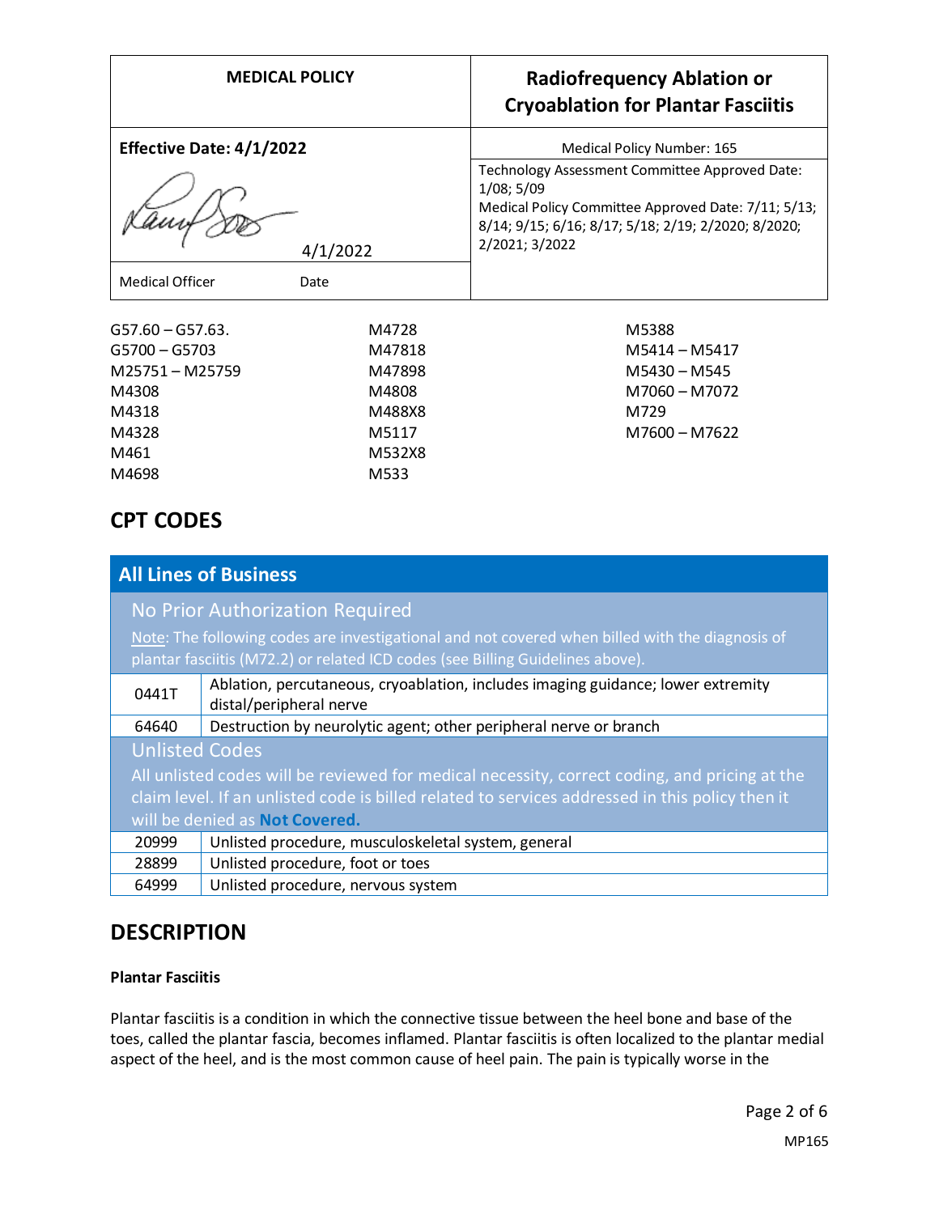| MEDICAL POLICY | Radiofrequency Ablation or Cryoablation for Plantar Fasciitis |
|---|---|
| **Effective Date: 4/1/2022** | Medical Policy Number: 165 |
| 4/1/2022<br>Medical Officer Date | Technology Assessment Committee Approved Date: 1/08; 5/09<br>Medical Policy Committee Approved Date: 7/11; 5/13; 8/14; 9/15; 6/16; 8/17; 5/18; 2/19; 2/2020; 8/2020; 2/2021; 3/2022 |

G57.60 – G57.63.
G5700 – G5703
M25751 – M25759
M4308
M4318
M4328
M461
M4698
M4728
M47818
M47898
M4808
M488X8
M5117
M532X8
M533
M5388
M5414 – M5417
M5430 – M545
M7060 – M7072
M729
M7600 – M7622

## CPT CODES

| All Lines of Business | |
|---|---|
| **No Prior Authorization Required**<br>Note: The following codes are investigational and not covered when billed with the diagnosis of plantar fasciitis (M72.2) or related ICD codes (see Billing Guidelines above). | |
| 0441T | Ablation, percutaneous, cryoablation, includes imaging guidance; lower extremity distal/peripheral nerve |
| 64640 | Destruction by neurolytic agent; other peripheral nerve or branch |
| **Unlisted Codes**<br>All unlisted codes will be reviewed for medical necessity, correct coding, and pricing at the claim level. If an unlisted code is billed related to services addressed in this policy then it will be denied as **Not Covered.** | |
| 20999 | Unlisted procedure, musculoskeletal system, general |
| 28899 | Unlisted procedure, foot or toes |
| 64999 | Unlisted procedure, nervous system |

## DESCRIPTION

### Plantar Fasciitis

Plantar fasciitis is a condition in which the connective tissue between the heel bone and base of the toes, called the plantar fascia, becomes inflamed. Plantar fasciitis is often localized to the plantar medial aspect of the heel, and is the most common cause of heel pain. The pain is typically worse in the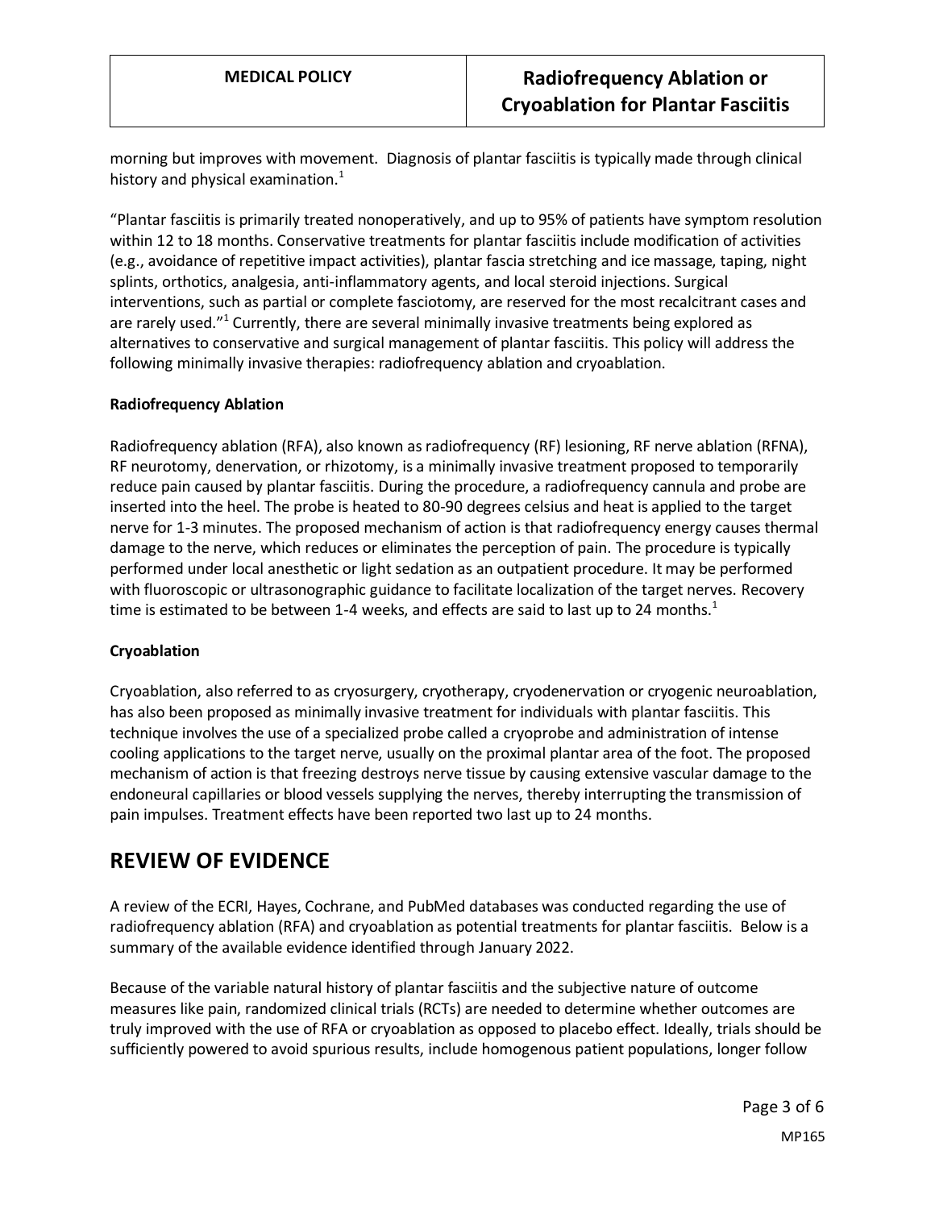morning but improves with movement. Diagnosis of plantar fasciitis is typically made through clinical history and physical examination.[1]

"Plantar fasciitis is primarily treated nonoperatively, and up to 95% of patients have symptom resolution within 12 to 18 months. Conservative treatments for plantar fasciitis include modification of activities (e.g., avoidance of repetitive impact activities), plantar fascia stretching and ice massage, taping, night splints, orthotics, analgesia, anti-inflammatory agents, and local steroid injections. Surgical interventions, such as partial or complete fasciotomy, are reserved for the most recalcitrant cases and are rarely used."[1] Currently, there are several minimally invasive treatments being explored as alternatives to conservative and surgical management of plantar fasciitis. This policy will address the following minimally invasive therapies: radiofrequency ablation and cryoablation.

**Radiofrequency Ablation**

Radiofrequency ablation (RFA), also known as radiofrequency (RF) lesioning, RF nerve ablation (RFNA), RF neurotomy, denervation, or rhizotomy, is a minimally invasive treatment proposed to temporarily reduce pain caused by plantar fasciitis. During the procedure, a radiofrequency cannula and probe are inserted into the heel. The probe is heated to 80-90 degrees celsius and heat is applied to the target nerve for 1-3 minutes. The proposed mechanism of action is that radiofrequency energy causes thermal damage to the nerve, which reduces or eliminates the perception of pain. The procedure is typically performed under local anesthetic or light sedation as an outpatient procedure. It may be performed with fluoroscopic or ultrasonographic guidance to facilitate localization of the target nerves. Recovery time is estimated to be between 1-4 weeks, and effects are said to last up to 24 months.[1]

**Cryoablation**

Cryoablation, also referred to as cryosurgery, cryotherapy, cryodenervation or cryogenic neuroablation, has also been proposed as minimally invasive treatment for individuals with plantar fasciitis. This technique involves the use of a specialized probe called a cryoprobe and administration of intense cooling applications to the target nerve, usually on the proximal plantar area of the foot. The proposed mechanism of action is that freezing destroys nerve tissue by causing extensive vascular damage to the endoneural capillaries or blood vessels supplying the nerves, thereby interrupting the transmission of pain impulses. Treatment effects have been reported two last up to 24 months.

# REVIEW OF EVIDENCE

A review of the ECRI, Hayes, Cochrane, and PubMed databases was conducted regarding the use of radiofrequency ablation (RFA) and cryoablation as potential treatments for plantar fasciitis. Below is a summary of the available evidence identified through January 2022.

Because of the variable natural history of plantar fasciitis and the subjective nature of outcome measures like pain, randomized clinical trials (RCTs) are needed to determine whether outcomes are truly improved with the use of RFA or cryoablation as opposed to placebo effect. Ideally, trials should be sufficiently powered to avoid spurious results, include homogenous patient populations, longer follow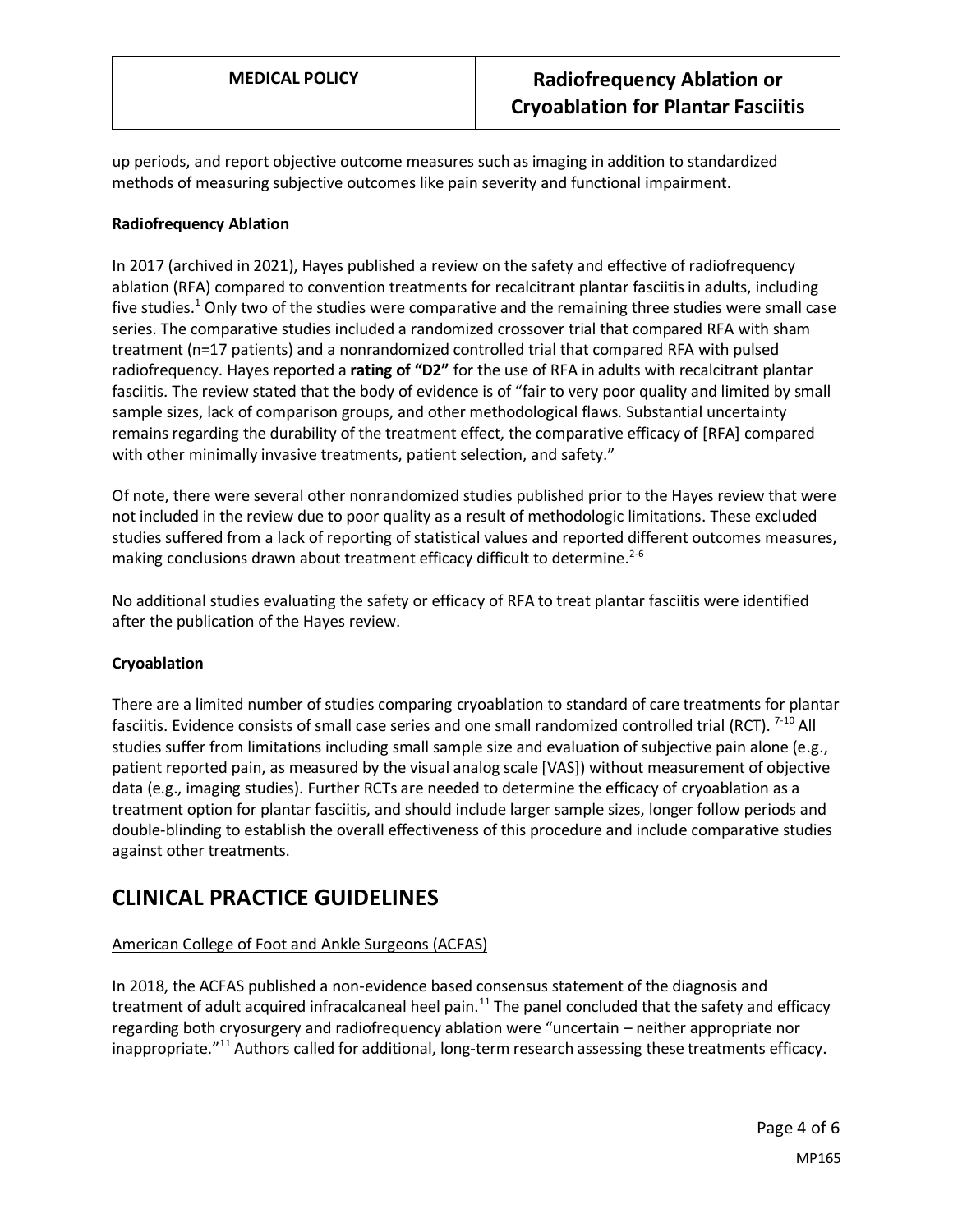up periods, and report objective outcome measures such as imaging in addition to standardized methods of measuring subjective outcomes like pain severity and functional impairment.

**Radiofrequency Ablation**

In 2017 (archived in 2021), Hayes published a review on the safety and effective of radiofrequency ablation (RFA) compared to convention treatments for recalcitrant plantar fasciitis in adults, including five studies.[1] Only two of the studies were comparative and the remaining three studies were small case series. The comparative studies included a randomized crossover trial that compared RFA with sham treatment (n=17 patients) and a nonrandomized controlled trial that compared RFA with pulsed radiofrequency. Hayes reported a **rating of "D2"** for the use of RFA in adults with recalcitrant plantar fasciitis. The review stated that the body of evidence is of "fair to very poor quality and limited by small sample sizes, lack of comparison groups, and other methodological flaws. Substantial uncertainty remains regarding the durability of the treatment effect, the comparative efficacy of [RFA] compared with other minimally invasive treatments, patient selection, and safety."

Of note, there were several other nonrandomized studies published prior to the Hayes review that were not included in the review due to poor quality as a result of methodologic limitations. These excluded studies suffered from a lack of reporting of statistical values and reported different outcomes measures, making conclusions drawn about treatment efficacy difficult to determine.[2-6]

No additional studies evaluating the safety or efficacy of RFA to treat plantar fasciitis were identified after the publication of the Hayes review.

**Cryoablation**

There are a limited number of studies comparing cryoablation to standard of care treatments for plantar fasciitis. Evidence consists of small case series and one small randomized controlled trial (RCT).[7-10] All studies suffer from limitations including small sample size and evaluation of subjective pain alone (e.g., patient reported pain, as measured by the visual analog scale [VAS]) without measurement of objective data (e.g., imaging studies). Further RCTs are needed to determine the efficacy of cryoablation as a treatment option for plantar fasciitis, and should include larger sample sizes, longer follow periods and double-blinding to establish the overall effectiveness of this procedure and include comparative studies against other treatments.

# CLINICAL PRACTICE GUIDELINES

American College of Foot and Ankle Surgeons (ACFAS)

In 2018, the ACFAS published a non-evidence based consensus statement of the diagnosis and treatment of adult acquired infracalcaneal heel pain.[11] The panel concluded that the safety and efficacy regarding both cryosurgery and radiofrequency ablation were "uncertain – neither appropriate nor inappropriate."[11] Authors called for additional, long-term research assessing these treatments efficacy.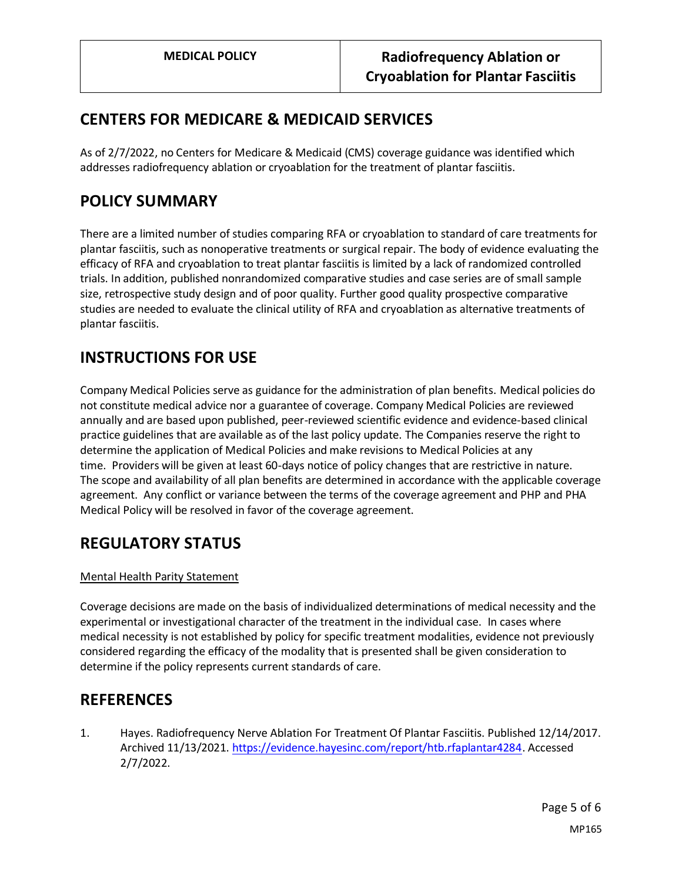## CENTERS FOR MEDICARE & MEDICAID SERVICES

As of 2/7/2022, no Centers for Medicare & Medicaid (CMS) coverage guidance was identified which addresses radiofrequency ablation or cryoablation for the treatment of plantar fasciitis.

## POLICY SUMMARY

There are a limited number of studies comparing RFA or cryoablation to standard of care treatments for plantar fasciitis, such as nonoperative treatments or surgical repair. The body of evidence evaluating the efficacy of RFA and cryoablation to treat plantar fasciitis is limited by a lack of randomized controlled trials. In addition, published nonrandomized comparative studies and case series are of small sample size, retrospective study design and of poor quality. Further good quality prospective comparative studies are needed to evaluate the clinical utility of RFA and cryoablation as alternative treatments of plantar fasciitis.

## INSTRUCTIONS FOR USE

Company Medical Policies serve as guidance for the administration of plan benefits. Medical policies do not constitute medical advice nor a guarantee of coverage. Company Medical Policies are reviewed annually and are based upon published, peer-reviewed scientific evidence and evidence-based clinical practice guidelines that are available as of the last policy update. The Companies reserve the right to determine the application of Medical Policies and make revisions to Medical Policies at any time. Providers will be given at least 60-days notice of policy changes that are restrictive in nature. The scope and availability of all plan benefits are determined in accordance with the applicable coverage agreement. Any conflict or variance between the terms of the coverage agreement and PHP and PHA Medical Policy will be resolved in favor of the coverage agreement.

## REGULATORY STATUS

Mental Health Parity Statement

Coverage decisions are made on the basis of individualized determinations of medical necessity and the experimental or investigational character of the treatment in the individual case. In cases where medical necessity is not established by policy for specific treatment modalities, evidence not previously considered regarding the efficacy of the modality that is presented shall be given consideration to determine if the policy represents current standards of care.

## REFERENCES

1. Hayes. Radiofrequency Nerve Ablation For Treatment Of Plantar Fasciitis. Published 12/14/2017. Archived 11/13/2021. https://evidence.hayesinc.com/report/htb.rfaplantar4284. Accessed 2/7/2022.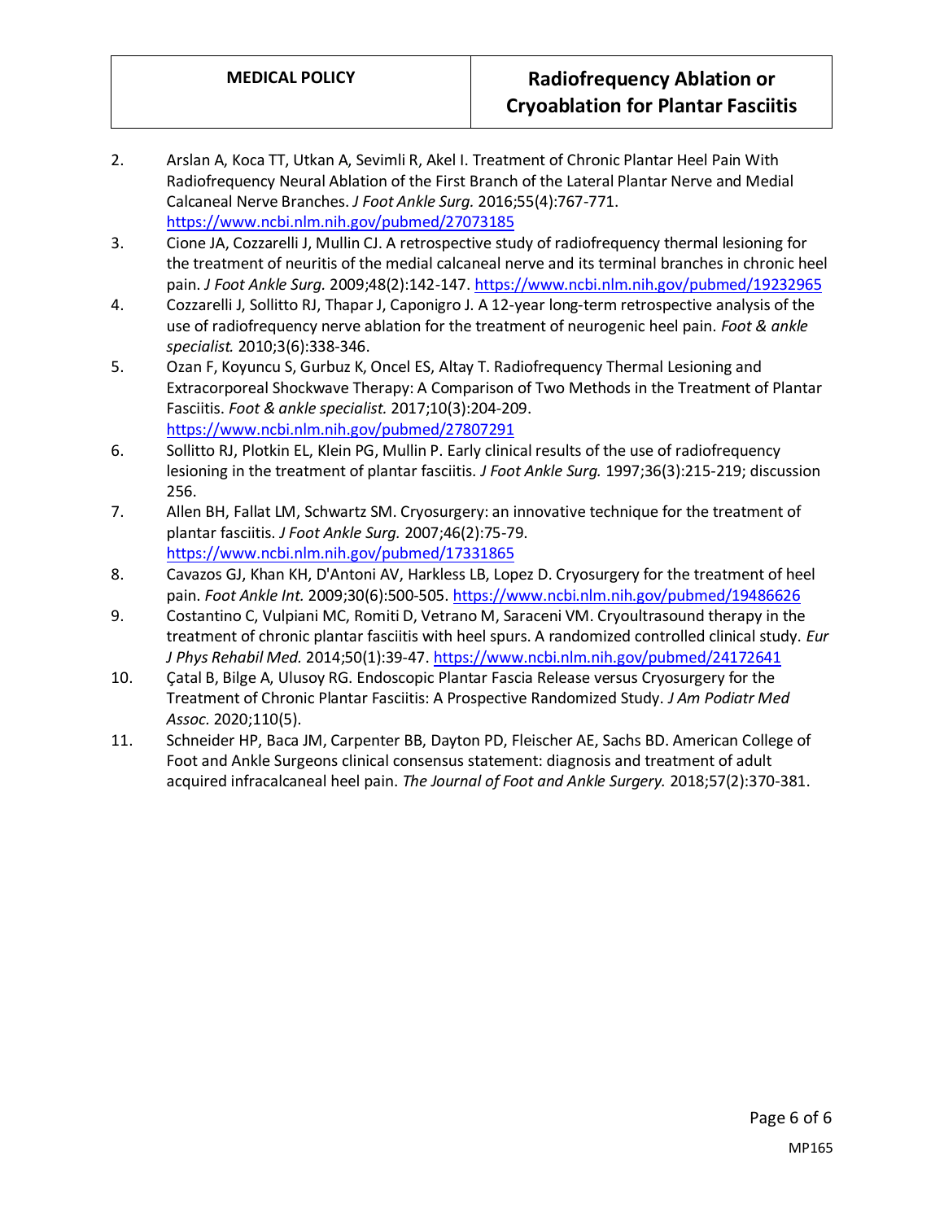2. Arslan A, Koca TT, Utkan A, Sevimli R, Akel I. Treatment of Chronic Plantar Heel Pain With Radiofrequency Neural Ablation of the First Branch of the Lateral Plantar Nerve and Medial Calcaneal Nerve Branches. *J Foot Ankle Surg.* 2016;55(4):767-771. https://www.ncbi.nlm.nih.gov/pubmed/27073185
3. Cione JA, Cozzarelli J, Mullin CJ. A retrospective study of radiofrequency thermal lesioning for the treatment of neuritis of the medial calcaneal nerve and its terminal branches in chronic heel pain. *J Foot Ankle Surg.* 2009;48(2):142-147. https://www.ncbi.nlm.nih.gov/pubmed/19232965
4. Cozzarelli J, Sollitto RJ, Thapar J, Caponigro J. A 12-year long-term retrospective analysis of the use of radiofrequency nerve ablation for the treatment of neurogenic heel pain. *Foot & ankle specialist.* 2010;3(6):338-346.
5. Ozan F, Koyuncu S, Gurbuz K, Oncel ES, Altay T. Radiofrequency Thermal Lesioning and Extracorporeal Shockwave Therapy: A Comparison of Two Methods in the Treatment of Plantar Fasciitis. *Foot & ankle specialist.* 2017;10(3):204-209. https://www.ncbi.nlm.nih.gov/pubmed/27807291
6. Sollitto RJ, Plotkin EL, Klein PG, Mullin P. Early clinical results of the use of radiofrequency lesioning in the treatment of plantar fasciitis. *J Foot Ankle Surg.* 1997;36(3):215-219; discussion 256.
7. Allen BH, Fallat LM, Schwartz SM. Cryosurgery: an innovative technique for the treatment of plantar fasciitis. *J Foot Ankle Surg.* 2007;46(2):75-79. https://www.ncbi.nlm.nih.gov/pubmed/17331865
8. Cavazos GJ, Khan KH, D'Antoni AV, Harkless LB, Lopez D. Cryosurgery for the treatment of heel pain. *Foot Ankle Int.* 2009;30(6):500-505. https://www.ncbi.nlm.nih.gov/pubmed/19486626
9. Costantino C, Vulpiani MC, Romiti D, Vetrano M, Saraceni VM. Cryoultrasound therapy in the treatment of chronic plantar fasciitis with heel spurs. A randomized controlled clinical study. *Eur J Phys Rehabil Med.* 2014;50(1):39-47. https://www.ncbi.nlm.nih.gov/pubmed/24172641
10. Çatal B, Bilge A, Ulusoy RG. Endoscopic Plantar Fascia Release versus Cryosurgery for the Treatment of Chronic Plantar Fasciitis: A Prospective Randomized Study. *J Am Podiatr Med Assoc.* 2020;110(5).
11. Schneider HP, Baca JM, Carpenter BB, Dayton PD, Fleischer AE, Sachs BD. American College of Foot and Ankle Surgeons clinical consensus statement: diagnosis and treatment of adult acquired infracalcaneal heel pain. *The Journal of Foot and Ankle Surgery.* 2018;57(2):370-381.